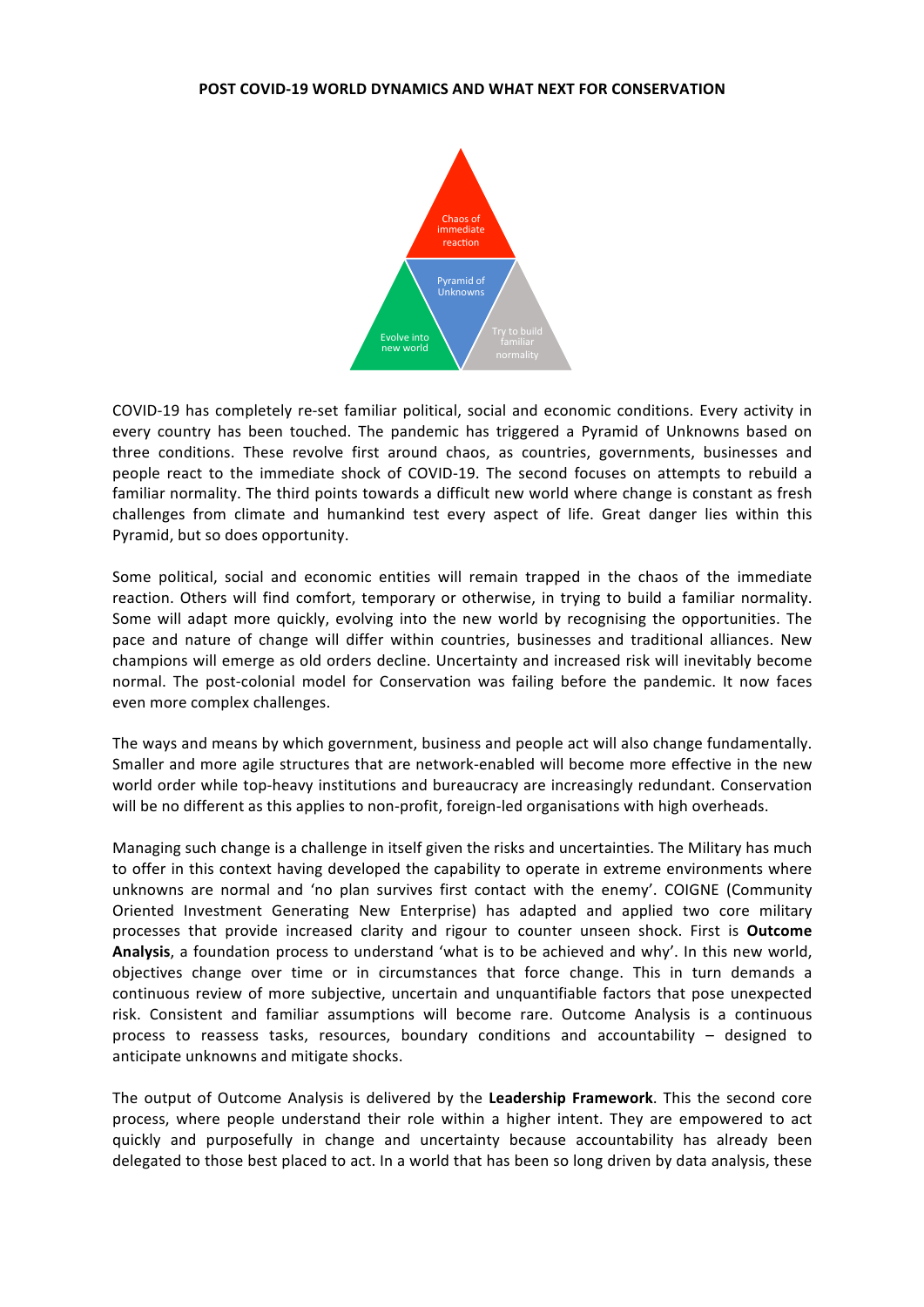# POST COVID-19 WORLD DYNAMICS AND WHAT NEXT FOR CONSERVATION

COVID-19 has completely re-set familiar political, social and economic conditions. Every activity in every country has been touched. The pandemic has triggered a Pyramid of Unknowns based on three conditions. These revolve first around chaos, as countries, governments, businesses and people react to the immediate shock of COVID-19. The second focuses on attempts to rebuild a familiar normality. The third points towards a difficult new world where change is constant as fresh challenges from climate and humankind test every aspect of life. Great danger lies within this Pyramid, but so does opportunity.

Some political, social and economic entities will remain trapped in the chaos of the immediate reaction. Others will find comfort, temporary or otherwise, in trying to build a familiar normality. Some will adapt more quickly, evolving into the new world by recognising the opportunities. The pace and nature of change will differ within countries, businesses and traditional alliances. New champions will emerge as old orders decline. Uncertainty and increased risk will inevitably become normal. The post-colonial model for Conservation was failing before the pandemic. It now faces even more complex challenges.

The ways and means by which government, business and people act will also change fundamentally. Smaller and more agile structures that are network-enabled will become more effective in the new world order while top-heavy institutions and bureaucracy are increasingly redundant. Conservation will be no different as this applies to non-profit, foreign-led organisations with high overheads.

Managing such change is a challenge in itself given the risks and uncertainties. The Military has much to offer in this context having developed the capability to operate in extreme environments where unknowns are normal and 'no plan survives first contact with the enemy'. COIGNE (Community Oriented Investment Generating New Enterprise) has adapted and applied two core military processes that provide increased clarity and rigour to counter unseen shock. First is **Outcome Analysis**, a foundation process to understand 'what is to be achieved and why'. In this new world, objectives change over time or in circumstances that force change. This in turn demands a continuous review of more subjective, uncertain and unquantifiable factors that pose unexpected risk. Consistent and familiar assumptions will become rare. Outcome Analysis is a continuous process to reassess tasks, resources, boundary conditions and accountability – designed to anticipate unknowns and mitigate shocks.

The output of Outcome Analysis is delivered by the **Leadership Framework**. This the second core process, where people understand their role within a higher intent. They are empowered to act quickly and purposefully in change and uncertainty because accountability has already been delegated to those best placed to act. In a world that has been so long driven by data analysis, these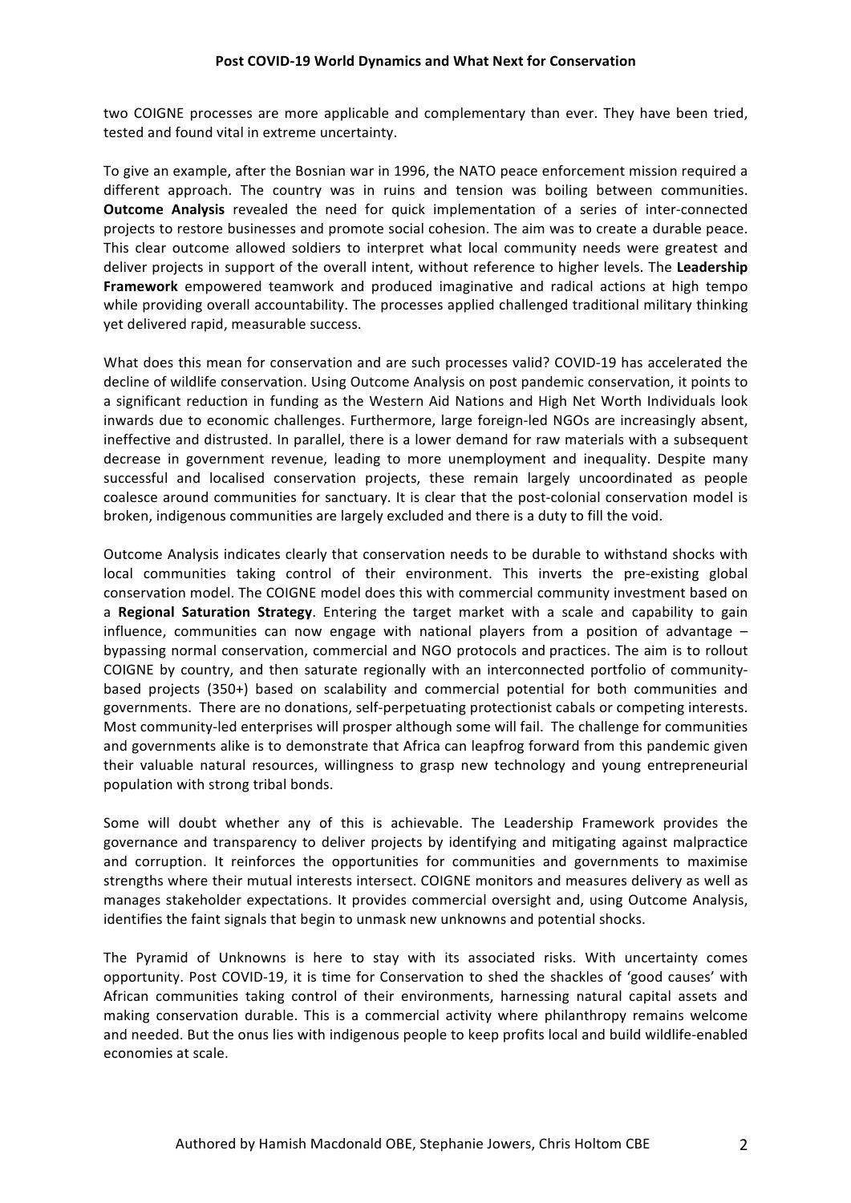two COIGNE processes are more applicable and complementary than ever. They have been tried, tested and found vital in extreme uncertainty.

To give an example, after the Bosnian war in 1996, the NATO peace enforcement mission required a different approach. The country was in ruins and tension was boiling between communities. **Outcome Analysis** revealed the need for quick implementation of a series of inter-connected projects to restore businesses and promote social cohesion. The aim was to create a durable peace. This clear outcome allowed soldiers to interpret what local community needs were greatest and deliver projects in support of the overall intent, without reference to higher levels. The **Leadership Framework** empowered teamwork and produced imaginative and radical actions at high tempo while providing overall accountability. The processes applied challenged traditional military thinking yet delivered rapid, measurable success.

What does this mean for conservation and are such processes valid? COVID-19 has accelerated the decline of wildlife conservation. Using Outcome Analysis on post pandemic conservation, it points to a significant reduction in funding as the Western Aid Nations and High Net Worth Individuals look inwards due to economic challenges. Furthermore, large foreign-led NGOs are increasingly absent, ineffective and distrusted. In parallel, there is a lower demand for raw materials with a subsequent decrease in government revenue, leading to more unemployment and inequality. Despite many successful and localised conservation projects, these remain largely uncoordinated as people coalesce around communities for sanctuary. It is clear that the post-colonial conservation model is broken, indigenous communities are largely excluded and there is a duty to fill the void.

Outcome Analysis indicates clearly that conservation needs to be durable to withstand shocks with local communities taking control of their environment. This inverts the pre-existing global conservation model. The COIGNE model does this with commercial community investment based on a **Regional Saturation Strategy**. Entering the target market with a scale and capability to gain influence, communities can now engage with national players from a position of advantage – bypassing normal conservation, commercial and NGO protocols and practices. The aim is to rollout COIGNE by country, and then saturate regionally with an interconnected portfolio of community-based projects (350+) based on scalability and commercial potential for both communities and governments. There are no donations, self-perpetuating protectionist cabals or competing interests. Most community-led enterprises will prosper although some will fail. The challenge for communities and governments alike is to demonstrate that Africa can leapfrog forward from this pandemic given their valuable natural resources, willingness to grasp new technology and young entrepreneurial population with strong tribal bonds.

Some will doubt whether any of this is achievable. The Leadership Framework provides the governance and transparency to deliver projects by identifying and mitigating against malpractice and corruption. It reinforces the opportunities for communities and governments to maximise strengths where their mutual interests intersect. COIGNE monitors and measures delivery as well as manages stakeholder expectations. It provides commercial oversight and, using Outcome Analysis, identifies the faint signals that begin to unmask new unknowns and potential shocks.

The Pyramid of Unknowns is here to stay with its associated risks. With uncertainty comes opportunity. Post COVID-19, it is time for Conservation to shed the shackles of 'good causes' with African communities taking control of their environments, harnessing natural capital assets and making conservation durable. This is a commercial activity where philanthropy remains welcome and needed. But the onus lies with indigenous people to keep profits local and build wildlife-enabled economies at scale.

Authored by Hamish Macdonald OBE, Stephanie Jowers, Chris Holtom CBE